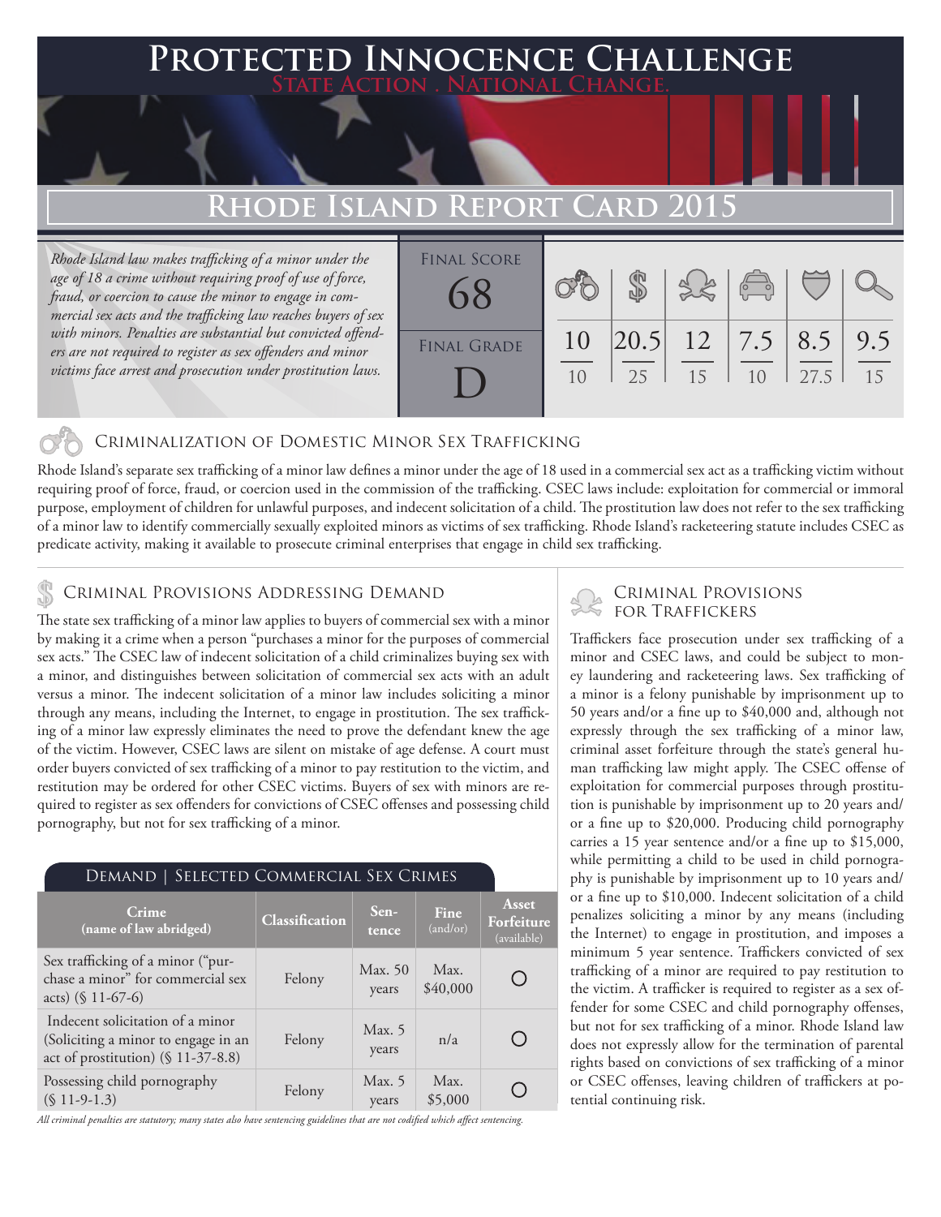# Protected Innocence Challenge

State Action . National Change.

## Rhode Island Report Card 2015

*Rhode Island law makes trafficking of a minor under the age of 18 a crime without requiring proof of use of force, fraud, or coercion to cause the minor to engage in commercial sex acts and the trafficking law reaches buyers of sex with minors. Penalties are substantial but convicted offenders are not required to register as sex offenders and minor victims face arrest and prosecution under prostitution laws.*

| Final Score | Final Grade |
|---|---|
| 68 | D |

| Criminalization | Demand | Traffickers | Facilitators | Protective Provisions | Criminal Justice Tools |
|---|---|---|---|---|---|
| 10/10 | 20.5/25 | 12/15 | 7.5/10 | 8.5/27.5 | 9.5/15 |

### Criminalization of Domestic Minor Sex Trafficking

Rhode Island's separate sex trafficking of a minor law defines a minor under the age of 18 used in a commercial sex act as a trafficking victim without requiring proof of force, fraud, or coercion used in the commission of the trafficking. CSEC laws include: exploitation for commercial or immoral purpose, employment of children for unlawful purposes, and indecent solicitation of a child. The prostitution law does not refer to the sex trafficking of a minor law to identify commercially sexually exploited minors as victims of sex trafficking. Rhode Island's racketeering statute includes CSEC as predicate activity, making it available to prosecute criminal enterprises that engage in child sex trafficking.

### Criminal Provisions Addressing Demand

The state sex trafficking of a minor law applies to buyers of commercial sex with a minor by making it a crime when a person "purchases a minor for the purposes of commercial sex acts." The CSEC law of indecent solicitation of a child criminalizes buying sex with a minor, and distinguishes between solicitation of commercial sex acts with an adult versus a minor. The indecent solicitation of a minor law includes soliciting a minor through any means, including the Internet, to engage in prostitution. The sex trafficking of a minor law expressly eliminates the need to prove the defendant knew the age of the victim. However, CSEC laws are silent on mistake of age defense. A court must order buyers convicted of sex trafficking of a minor to pay restitution to the victim, and restitution may be ordered for other CSEC victims. Buyers of sex with minors are required to register as sex offenders for convictions of CSEC offenses and possessing child pornography, but not for sex trafficking of a minor.

**Demand | Selected Commercial Sex Crimes**

| Crime (name of law abridged) | Classification | Sentence | Fine (and/or) | Asset Forfeiture (available) |
|---|---|---|---|---|
| Sex trafficking of a minor ("purchase a minor" for commercial sex acts) (§ 11-67-6) | Felony | Max. 50 years | Max. $40,000 | ○ |
| Indecent solicitation of a minor (Soliciting a minor to engage in an act of prostitution) (§ 11-37-8.8) | Felony | Max. 5 years | n/a | ○ |
| Possessing child pornography (§ 11-9-1.3) | Felony | Max. 5 years | Max. $5,000 | ○ |

*All criminal penalties are statutory; many states also have sentencing guidelines that are not codified which affect sentencing.*

### Criminal Provisions for Traffickers

Traffickers face prosecution under sex trafficking of a minor and CSEC laws, and could be subject to money laundering and racketeering laws. Sex trafficking of a minor is a felony punishable by imprisonment up to 50 years and/or a fine up to $40,000 and, although not expressly through the sex trafficking of a minor law, criminal asset forfeiture through the state's general human trafficking law might apply. The CSEC offense of exploitation for commercial purposes through prostitution is punishable by imprisonment up to 20 years and/or a fine up to $20,000. Producing child pornography carries a 15 year sentence and/or a fine up to $15,000, while permitting a child to be used in child pornography is punishable by imprisonment up to 10 years and/or a fine up to $10,000. Indecent solicitation of a child penalizes soliciting a minor by any means (including the Internet) to engage in prostitution, and imposes a minimum 5 year sentence. Traffickers convicted of sex trafficking of a minor are required to pay restitution to the victim. A trafficker is required to register as a sex offender for some CSEC and child pornography offenses, but not for sex trafficking of a minor. Rhode Island law does not expressly allow for the termination of parental rights based on convictions of sex trafficking of a minor or CSEC offenses, leaving children of traffickers at potential continuing risk.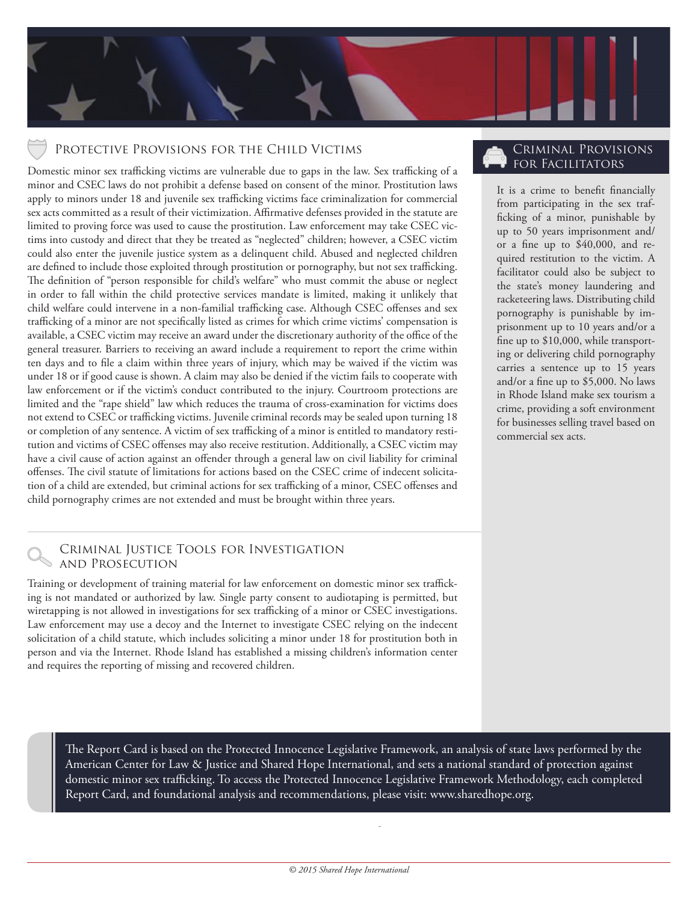## Protective Provisions for the Child Victims

Domestic minor sex trafficking victims are vulnerable due to gaps in the law. Sex trafficking of a minor and CSEC laws do not prohibit a defense based on consent of the minor. Prostitution laws apply to minors under 18 and juvenile sex trafficking victims face criminalization for commercial sex acts committed as a result of their victimization. Affirmative defenses provided in the statute are limited to proving force was used to cause the prostitution. Law enforcement may take CSEC victims into custody and direct that they be treated as "neglected" children; however, a CSEC victim could also enter the juvenile justice system as a delinquent child. Abused and neglected children are defined to include those exploited through prostitution or pornography, but not sex trafficking. The definition of "person responsible for child's welfare" who must commit the abuse or neglect in order to fall within the child protective services mandate is limited, making it unlikely that child welfare could intervene in a non-familial trafficking case. Although CSEC offenses and sex trafficking of a minor are not specifically listed as crimes for which crime victims' compensation is available, a CSEC victim may receive an award under the discretionary authority of the office of the general treasurer. Barriers to receiving an award include a requirement to report the crime within ten days and to file a claim within three years of injury, which may be waived if the victim was under 18 or if good cause is shown. A claim may also be denied if the victim fails to cooperate with law enforcement or if the victim's conduct contributed to the injury. Courtroom protections are limited and the "rape shield" law which reduces the trauma of cross-examination for victims does not extend to CSEC or trafficking victims. Juvenile criminal records may be sealed upon turning 18 or completion of any sentence. A victim of sex trafficking of a minor is entitled to mandatory restitution and victims of CSEC offenses may also receive restitution. Additionally, a CSEC victim may have a civil cause of action against an offender through a general law on civil liability for criminal offenses. The civil statute of limitations for actions based on the CSEC crime of indecent solicitation of a child are extended, but criminal actions for sex trafficking of a minor, CSEC offenses and child pornography crimes are not extended and must be brought within three years.

## Criminal Justice Tools for Investigation and Prosecution

Training or development of training material for law enforcement on domestic minor sex trafficking is not mandated or authorized by law. Single party consent to audiotaping is permitted, but wiretapping is not allowed in investigations for sex trafficking of a minor or CSEC investigations. Law enforcement may use a decoy and the Internet to investigate CSEC relying on the indecent solicitation of a child statute, which includes soliciting a minor under 18 for prostitution both in person and via the Internet. Rhode Island has established a missing children's information center and requires the reporting of missing and recovered children.

## Criminal Provisions for Facilitators

It is a crime to benefit financially from participating in the sex trafficking of a minor, punishable by up to 50 years imprisonment and/or a fine up to $40,000, and required restitution to the victim. A facilitator could also be subject to the state's money laundering and racketeering laws. Distributing child pornography is punishable by imprisonment up to 10 years and/or a fine up to $10,000, while transporting or delivering child pornography carries a sentence up to 15 years and/or a fine up to $5,000. No laws in Rhode Island make sex tourism a crime, providing a soft environment for businesses selling travel based on commercial sex acts.

The Report Card is based on the Protected Innocence Legislative Framework, an analysis of state laws performed by the American Center for Law & Justice and Shared Hope International, and sets a national standard of protection against domestic minor sex trafficking. To access the Protected Innocence Legislative Framework Methodology, each completed Report Card, and foundational analysis and recommendations, please visit: www.sharedhope.org.

*© 2015 Shared Hope International*